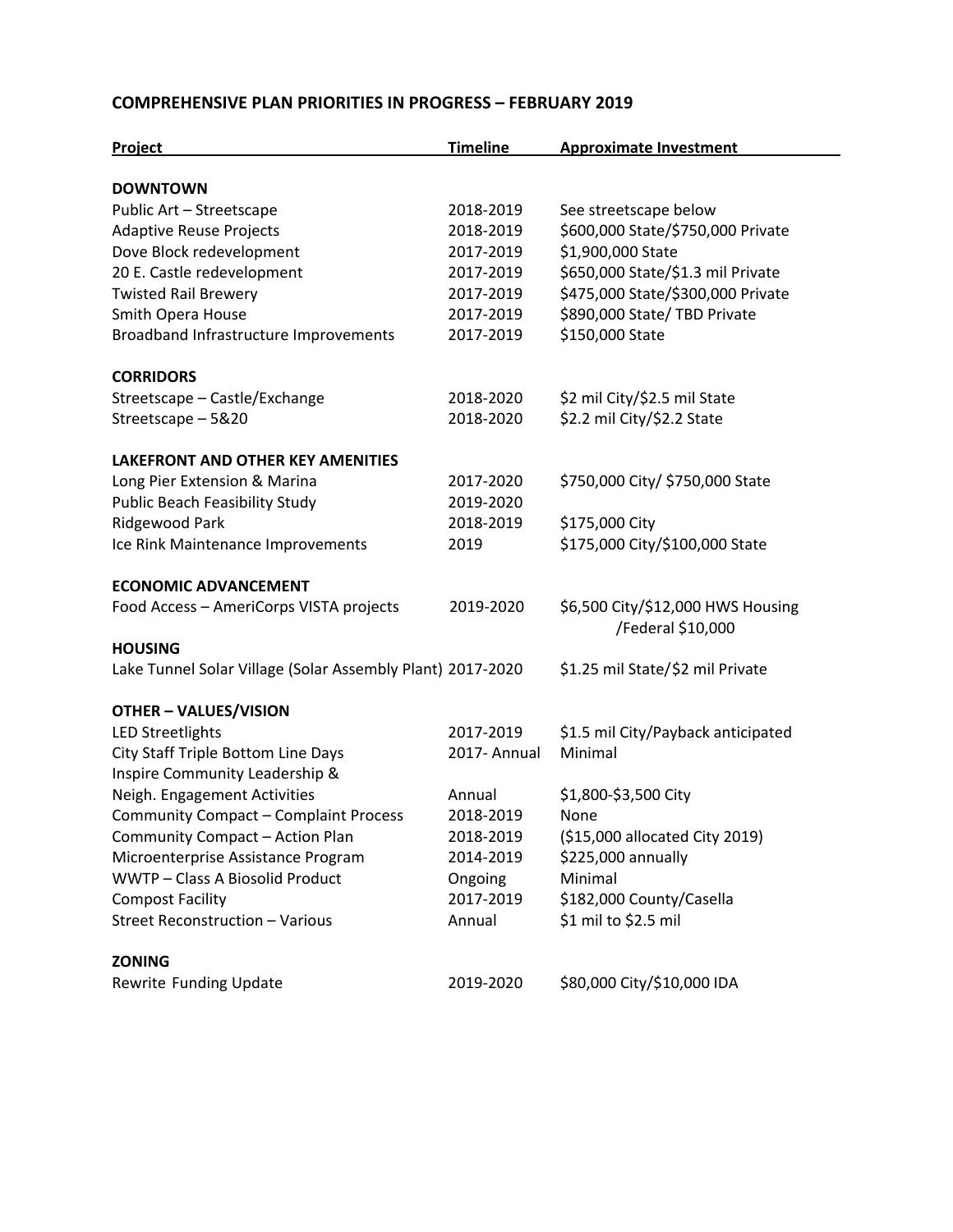## COMPREHENSIVE PLAN PRIORITIES IN PROGRESS – FEBRUARY 2019

| Project | Timeline | Approximate Investment |
|---|---|---|
| **DOWNTOWN** | | |
| Public Art – Streetscape | 2018-2019 | See streetscape below |
| Adaptive Reuse Projects | 2018-2019 | \$600,000 State/\$750,000 Private |
| Dove Block redevelopment | 2017-2019 | \$1,900,000 State |
| 20 E. Castle redevelopment | 2017-2019 | \$650,000 State/\$1.3 mil Private |
| Twisted Rail Brewery | 2017-2019 | \$475,000 State/\$300,000 Private |
| Smith Opera House | 2017-2019 | \$890,000 State/ TBD Private |
| Broadband Infrastructure Improvements | 2017-2019 | \$150,000 State |
| **CORRIDORS** | | |
| Streetscape – Castle/Exchange | 2018-2020 | \$2 mil City/\$2.5 mil State |
| Streetscape – 5&20 | 2018-2020 | \$2.2 mil City/\$2.2 State |
| **LAKEFRONT AND OTHER KEY AMENITIES** | | |
| Long Pier Extension & Marina | 2017-2020 | \$750,000 City/ \$750,000 State |
| Public Beach Feasibility Study | 2019-2020 | |
| Ridgewood Park | 2018-2019 | \$175,000 City |
| Ice Rink Maintenance Improvements | 2019 | \$175,000 City/\$100,000 State |
| **ECONOMIC ADVANCEMENT** | | |
| Food Access – AmeriCorps VISTA projects | 2019-2020 | \$6,500 City/\$12,000 HWS Housing /Federal \$10,000 |
| **HOUSING** | | |
| Lake Tunnel Solar Village (Solar Assembly Plant) | 2017-2020 | \$1.25 mil State/\$2 mil Private |
| **OTHER – VALUES/VISION** | | |
| LED Streetlights | 2017-2019 | \$1.5 mil City/Payback anticipated |
| City Staff Triple Bottom Line Days | 2017- Annual | Minimal |
| Inspire Community Leadership & Neigh. Engagement Activities | Annual | \$1,800-\$3,500 City |
| Community Compact – Complaint Process | 2018-2019 | None |
| Community Compact – Action Plan | 2018-2019 | (\$15,000 allocated City 2019) |
| Microenterprise Assistance Program | 2014-2019 | \$225,000 annually |
| WWTP – Class A Biosolid Product | Ongoing | Minimal |
| Compost Facility | 2017-2019 | \$182,000 County/Casella |
| Street Reconstruction – Various | Annual | \$1 mil to \$2.5 mil |
| **ZONING** | | |
| Rewrite Funding Update | 2019-2020 | \$80,000 City/\$10,000 IDA |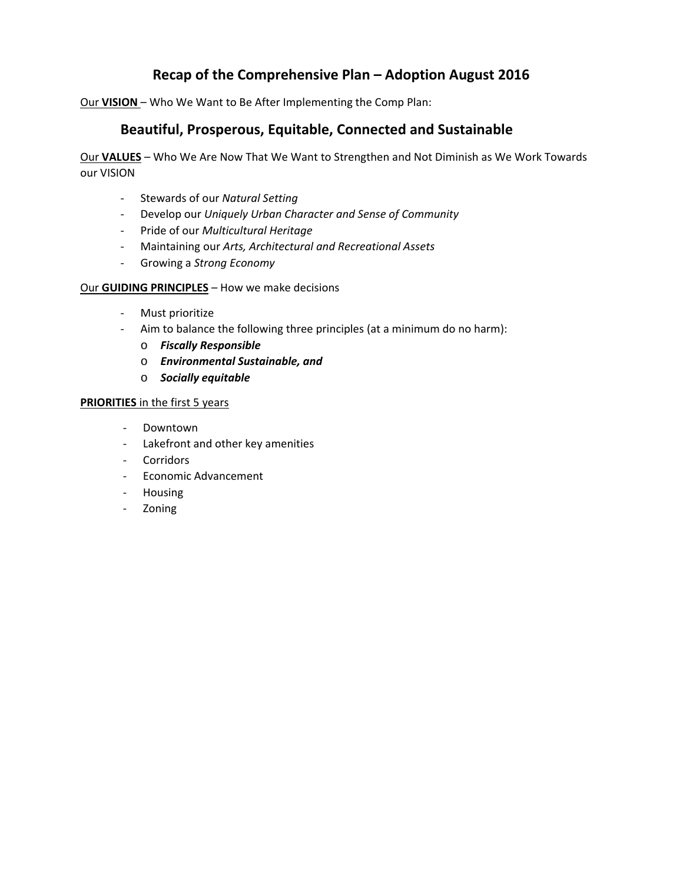# Recap of the Comprehensive Plan – Adoption August 2016

Our **VISION** – Who We Want to Be After Implementing the Comp Plan:

## Beautiful, Prosperous, Equitable, Connected and Sustainable

Our **VALUES** – Who We Are Now That We Want to Strengthen and Not Diminish as We Work Towards our VISION

- Stewards of our *Natural Setting*
- Develop our *Uniquely Urban Character and Sense of Community*
- Pride of our *Multicultural Heritage*
- Maintaining our *Arts, Architectural and Recreational Assets*
- Growing a *Strong Economy*

Our **GUIDING PRINCIPLES** – How we make decisions

- Must prioritize
- Aim to balance the following three principles (at a minimum do no harm):
  - ***Fiscally Responsible***
  - ***Environmental Sustainable, and***
  - ***Socially equitable***

**PRIORITIES** in the first 5 years

- Downtown
- Lakefront and other key amenities
- Corridors
- Economic Advancement
- Housing
- Zoning